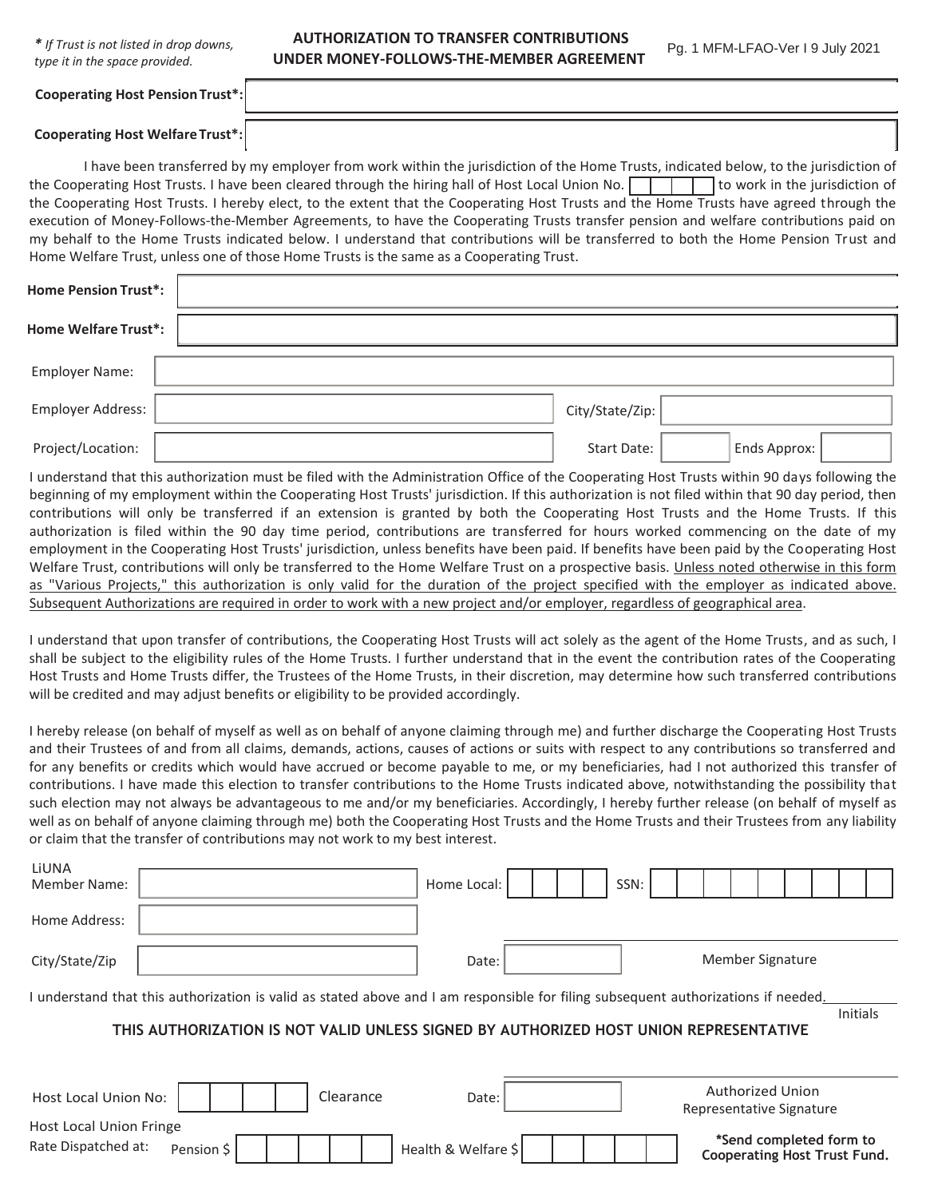*\* If Trust is not listed in drop downs, type it in the space provided.*

# AUTHORIZATION TO TRANSFER CONTRIBUTIONS UNDER MONEY-FOLLOWS-THE-MEMBER AGREEMENT

Pg. 1 MFM-LFAO-Ver I 9 July 2021

**Cooperating Host Pension Trust\*:**

**Cooperating Host Welfare Trust\*:**

I have been transferred by my employer from work within the jurisdiction of the Home Trusts, indicated below, to the jurisdiction of the Cooperating Host Trusts. I have been cleared through the hiring hall of Host Local Union No. [ ] to work in the jurisdiction of the Cooperating Host Trusts. I hereby elect, to the extent that the Cooperating Host Trusts and the Home Trusts have agreed through the execution of Money-Follows-the-Member Agreements, to have the Cooperating Trusts transfer pension and welfare contributions paid on my behalf to the Home Trusts indicated below. I understand that contributions will be transferred to both the Home Pension Trust and Home Welfare Trust, unless one of those Home Trusts is the same as a Cooperating Trust.

**Home Pension Trust\*:**

**Home Welfare Trust\*:**

Employer Name:

Employer Address: City/State/Zip:

Project/Location: Start Date: Ends Approx:

I understand that this authorization must be filed with the Administration Office of the Cooperating Host Trusts within 90 days following the beginning of my employment within the Cooperating Host Trusts' jurisdiction. If this authorization is not filed within that 90 day period, then contributions will only be transferred if an extension is granted by both the Cooperating Host Trusts and the Home Trusts. If this authorization is filed within the 90 day time period, contributions are transferred for hours worked commencing on the date of my employment in the Cooperating Host Trusts' jurisdiction, unless benefits have been paid. If benefits have been paid by the Cooperating Host Welfare Trust, contributions will only be transferred to the Home Welfare Trust on a prospective basis. <u>Unless noted otherwise in this form as "Various Projects," this authorization is only valid for the duration of the project specified with the employer as indicated above. Subsequent Authorizations are required in order to work with a new project and/or employer, regardless of geographical area</u>.

I understand that upon transfer of contributions, the Cooperating Host Trusts will act solely as the agent of the Home Trusts, and as such, I shall be subject to the eligibility rules of the Home Trusts. I further understand that in the event the contribution rates of the Cooperating Host Trusts and Home Trusts differ, the Trustees of the Home Trusts, in their discretion, may determine how such transferred contributions will be credited and may adjust benefits or eligibility to be provided accordingly.

I hereby release (on behalf of myself as well as on behalf of anyone claiming through me) and further discharge the Cooperating Host Trusts and their Trustees of and from all claims, demands, actions, causes of actions or suits with respect to any contributions so transferred and for any benefits or credits which would have accrued or become payable to me, or my beneficiaries, had I not authorized this transfer of contributions. I have made this election to transfer contributions to the Home Trusts indicated above, notwithstanding the possibility that such election may not always be advantageous to me and/or my beneficiaries. Accordingly, I hereby further release (on behalf of myself as well as on behalf of anyone claiming through me) both the Cooperating Host Trusts and the Home Trusts and their Trustees from any liability or claim that the transfer of contributions may not work to my best interest.

LiUNA Member Name: Home Local: SSN:

Home Address:

City/State/Zip Date: Member Signature

I understand that this authorization is valid as stated above and I am responsible for filing subsequent authorizations if needed. Initials

**THIS AUTHORIZATION IS NOT VALID UNLESS SIGNED BY AUTHORIZED HOST UNION REPRESENTATIVE**

Host Local Union No: Clearance Date: Authorized Union Representative Signature

Host Local Union Fringe Rate Dispatched at: Pension $ Health & Welfare $

**\*Send completed form to Cooperating Host Trust Fund.**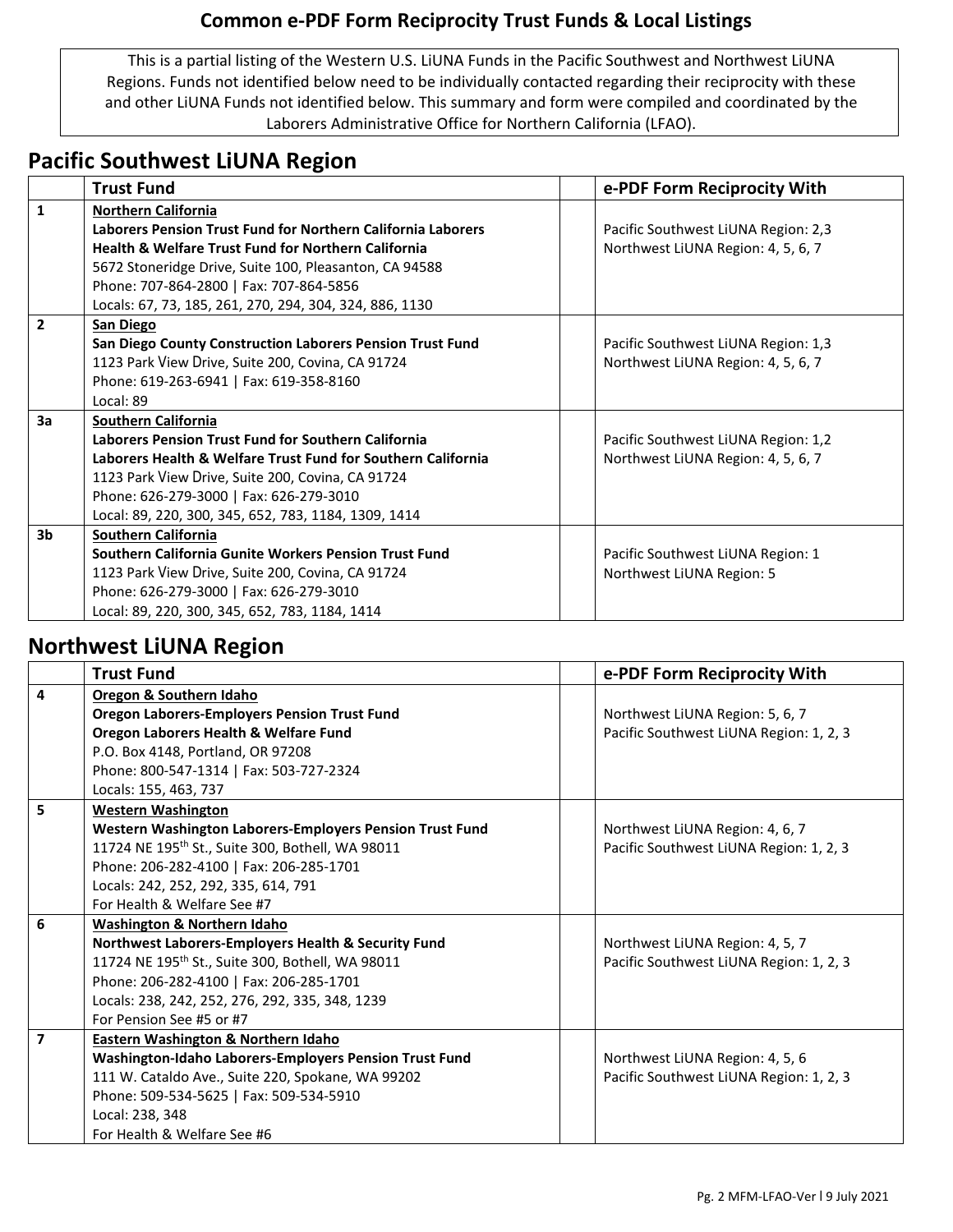## Common e-PDF Form Reciprocity Trust Funds & Local Listings

This is a partial listing of the Western U.S. LiUNA Funds in the Pacific Southwest and Northwest LiUNA Regions. Funds not identified below need to be individually contacted regarding their reciprocity with these and other LiUNA Funds not identified below. This summary and form were compiled and coordinated by the Laborers Administrative Office for Northern California (LFAO).

## Pacific Southwest LiUNA Region

| | Trust Fund | | e-PDF Form Reciprocity With |
|---|---|---|---|
| 1 | **Northern California**<br>**Laborers Pension Trust Fund for Northern California Laborers**<br>**Health & Welfare Trust Fund for Northern California**<br>5672 Stoneridge Drive, Suite 100, Pleasanton, CA 94588<br>Phone: 707-864-2800 \| Fax: 707-864-5856<br>Locals: 67, 73, 185, 261, 270, 294, 304, 324, 886, 1130 | | Pacific Southwest LiUNA Region: 2,3<br>Northwest LiUNA Region: 4, 5, 6, 7 |
| 2 | **San Diego**<br>**San Diego County Construction Laborers Pension Trust Fund**<br>1123 Park View Drive, Suite 200, Covina, CA 91724<br>Phone: 619-263-6941 \| Fax: 619-358-8160<br>Local: 89 | | Pacific Southwest LiUNA Region: 1,3<br>Northwest LiUNA Region: 4, 5, 6, 7 |
| 3a | **Southern California**<br>**Laborers Pension Trust Fund for Southern California**<br>**Laborers Health & Welfare Trust Fund for Southern California**<br>1123 Park View Drive, Suite 200, Covina, CA 91724<br>Phone: 626-279-3000 \| Fax: 626-279-3010<br>Local: 89, 220, 300, 345, 652, 783, 1184, 1309, 1414 | | Pacific Southwest LiUNA Region: 1,2<br>Northwest LiUNA Region: 4, 5, 6, 7 |
| 3b | **Southern California**<br>**Southern California Gunite Workers Pension Trust Fund**<br>1123 Park View Drive, Suite 200, Covina, CA 91724<br>Phone: 626-279-3000 \| Fax: 626-279-3010<br>Local: 89, 220, 300, 345, 652, 783, 1184, 1414 | | Pacific Southwest LiUNA Region: 1<br>Northwest LiUNA Region: 5 |

## Northwest LiUNA Region

| | Trust Fund | | e-PDF Form Reciprocity With |
|---|---|---|---|
| 4 | **Oregon & Southern Idaho**<br>**Oregon Laborers-Employers Pension Trust Fund**<br>**Oregon Laborers Health & Welfare Fund**<br>P.O. Box 4148, Portland, OR 97208<br>Phone: 800-547-1314 \| Fax: 503-727-2324<br>Locals: 155, 463, 737 | | Northwest LiUNA Region: 5, 6, 7<br>Pacific Southwest LiUNA Region: 1, 2, 3 |
| 5 | **Western Washington**<br>**Western Washington Laborers-Employers Pension Trust Fund**<br>11724 NE 195th St., Suite 300, Bothell, WA 98011<br>Phone: 206-282-4100 \| Fax: 206-285-1701<br>Locals: 242, 252, 292, 335, 614, 791<br>For Health & Welfare See #7 | | Northwest LiUNA Region: 4, 6, 7<br>Pacific Southwest LiUNA Region: 1, 2, 3 |
| 6 | **Washington & Northern Idaho**<br>**Northwest Laborers-Employers Health & Security Fund**<br>11724 NE 195th St., Suite 300, Bothell, WA 98011<br>Phone: 206-282-4100 \| Fax: 206-285-1701<br>Locals: 238, 242, 252, 276, 292, 335, 348, 1239<br>For Pension See #5 or #7 | | Northwest LiUNA Region: 4, 5, 7<br>Pacific Southwest LiUNA Region: 1, 2, 3 |
| 7 | **Eastern Washington & Northern Idaho**<br>**Washington-Idaho Laborers-Employers Pension Trust Fund**<br>111 W. Cataldo Ave., Suite 220, Spokane, WA 99202<br>Phone: 509-534-5625 \| Fax: 509-534-5910<br>Local: 238, 348<br>For Health & Welfare See #6 | | Northwest LiUNA Region: 4, 5, 6<br>Pacific Southwest LiUNA Region: 1, 2, 3 |

MFM-LFAO-Ver | 9 July 2021